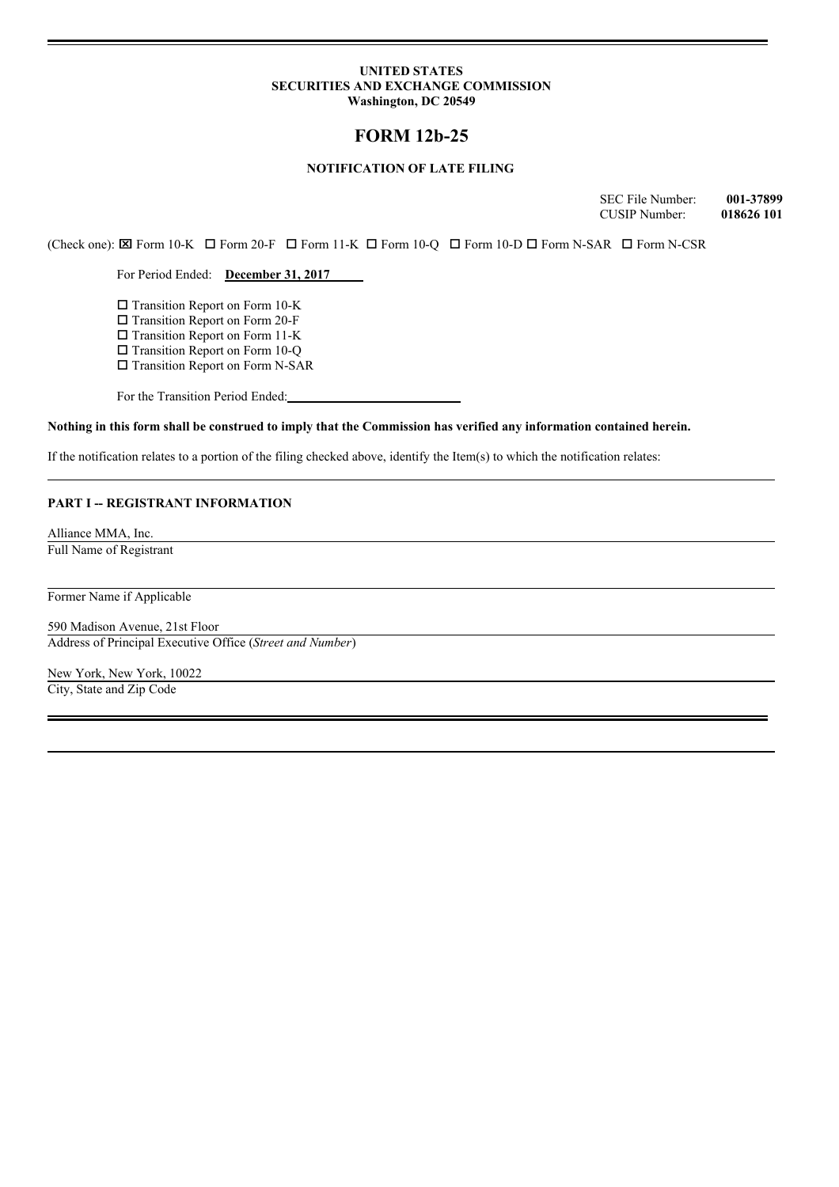**UNITED STATES**
**SECURITIES AND EXCHANGE COMMISSION**
**Washington, DC 20549**

# FORM 12b-25

**NOTIFICATION OF LATE FILING**

SEC File Number: **001-37899**
CUSIP Number: **018626 101**

(Check one): ☒ Form 10-K ☐ Form 20-F ☐ Form 11-K ☐ Form 10-Q ☐ Form 10-D ☐ Form N-SAR ☐ Form N-CSR

For Period Ended: **December 31, 2017**

☐ Transition Report on Form 10-K
☐ Transition Report on Form 20-F
☐ Transition Report on Form 11-K
☐ Transition Report on Form 10-Q
☐ Transition Report on Form N-SAR

For the Transition Period Ended: \_\_\_\_\_\_\_\_\_\_\_\_\_\_\_\_\_\_\_\_

**Nothing in this form shall be construed to imply that the Commission has verified any information contained herein.**

If the notification relates to a portion of the filing checked above, identify the Item(s) to which the notification relates:

**PART I -- REGISTRANT INFORMATION**

Alliance MMA, Inc.
Full Name of Registrant

Former Name if Applicable

590 Madison Avenue, 21st Floor
Address of Principal Executive Office (*Street and Number*)

New York, New York, 10022
City, State and Zip Code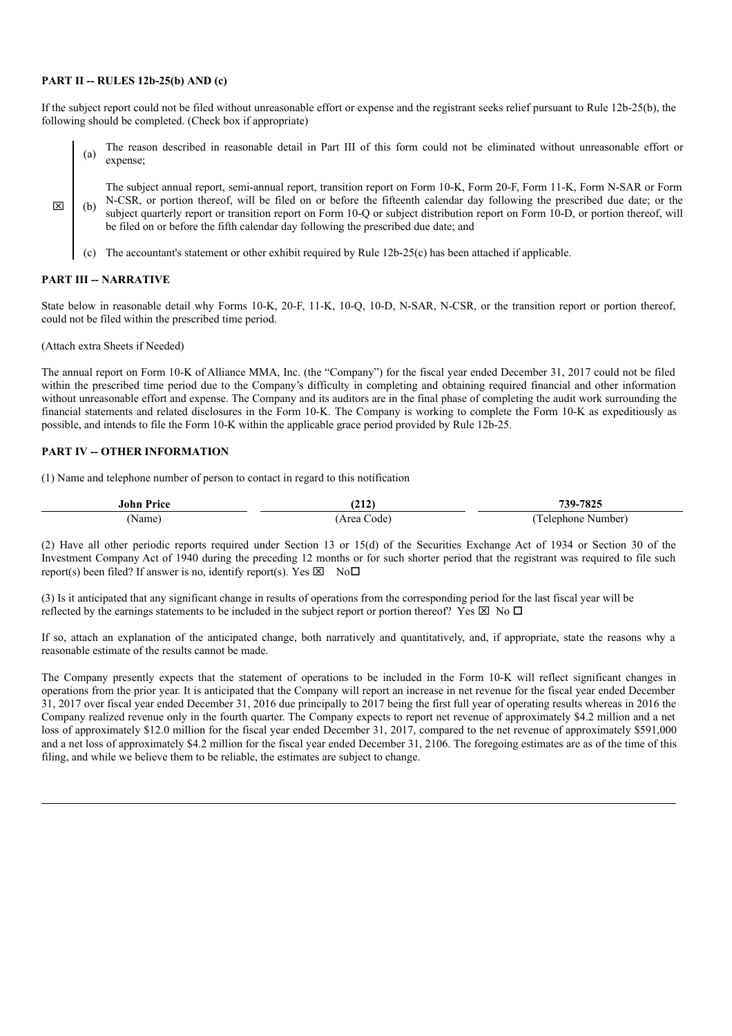**PART II -- RULES 12b-25(b) AND (c)**

If the subject report could not be filed without unreasonable effort or expense and the registrant seeks relief pursuant to Rule 12b-25(b), the following should be completed. (Check box if appropriate)

(a) The reason described in reasonable detail in Part III of this form could not be eliminated without unreasonable effort or expense;

☒ (b) The subject annual report, semi-annual report, transition report on Form 10-K, Form 20-F, Form 11-K, Form N-SAR or Form N-CSR, or portion thereof, will be filed on or before the fifteenth calendar day following the prescribed due date; or the subject quarterly report or transition report on Form 10-Q or subject distribution report on Form 10-D, or portion thereof, will be filed on or before the fifth calendar day following the prescribed due date; and

(c) The accountant's statement or other exhibit required by Rule 12b-25(c) has been attached if applicable.

**PART III -- NARRATIVE**

State below in reasonable detail why Forms 10-K, 20-F, 11-K, 10-Q, 10-D, N-SAR, N-CSR, or the transition report or portion thereof, could not be filed within the prescribed time period.

(Attach extra Sheets if Needed)

The annual report on Form 10-K of Alliance MMA, Inc. (the "Company") for the fiscal year ended December 31, 2017 could not be filed within the prescribed time period due to the Company's difficulty in completing and obtaining required financial and other information without unreasonable effort and expense. The Company and its auditors are in the final phase of completing the audit work surrounding the financial statements and related disclosures in the Form 10-K. The Company is working to complete the Form 10-K as expeditiously as possible, and intends to file the Form 10-K within the applicable grace period provided by Rule 12b-25.

**PART IV -- OTHER INFORMATION**

(1) Name and telephone number of person to contact in regard to this notification

| **John Price** | **(212)** | **739-7825** |
|---|---|---|
| (Name) | (Area Code) | (Telephone Number) |

(2) Have all other periodic reports required under Section 13 or 15(d) of the Securities Exchange Act of 1934 or Section 30 of the Investment Company Act of 1940 during the preceding 12 months or for such shorter period that the registrant was required to file such report(s) been filed? If answer is no, identify report(s). Yes ☒ No ☐

(3) Is it anticipated that any significant change in results of operations from the corresponding period for the last fiscal year will be reflected by the earnings statements to be included in the subject report or portion thereof? Yes ☒ No ☐

If so, attach an explanation of the anticipated change, both narratively and quantitatively, and, if appropriate, state the reasons why a reasonable estimate of the results cannot be made.

The Company presently expects that the statement of operations to be included in the Form 10-K will reflect significant changes in operations from the prior year. It is anticipated that the Company will report an increase in net revenue for the fiscal year ended December 31, 2017 over fiscal year ended December 31, 2016 due principally to 2017 being the first full year of operating results whereas in 2016 the Company realized revenue only in the fourth quarter. The Company expects to report net revenue of approximately \$4.2 million and a net loss of approximately \$12.0 million for the fiscal year ended December 31, 2017, compared to the net revenue of approximately \$591,000 and a net loss of approximately \$4.2 million for the fiscal year ended December 31, 2106. The foregoing estimates are as of the time of this filing, and while we believe them to be reliable, the estimates are subject to change.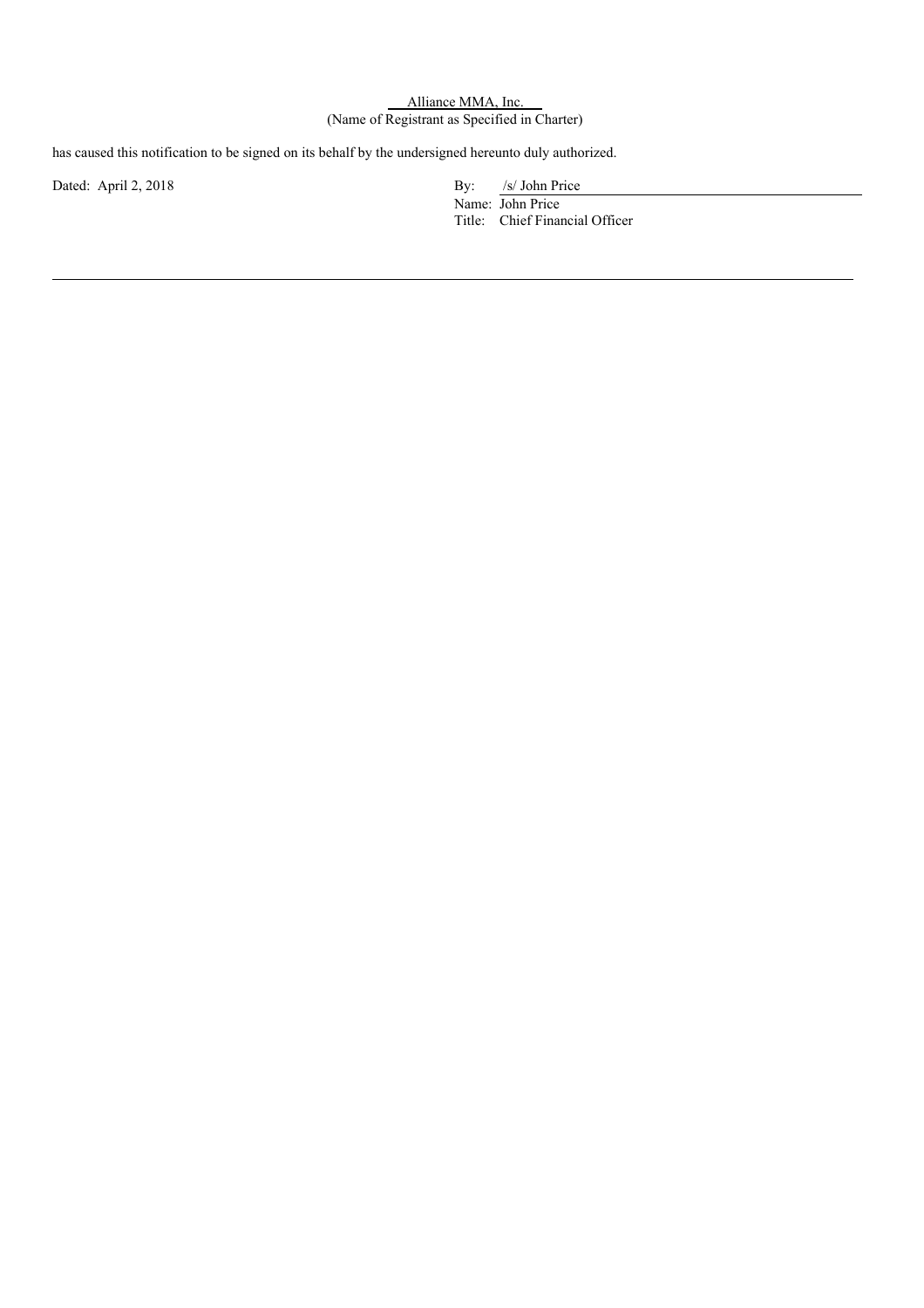Alliance MMA, Inc.
(Name of Registrant as Specified in Charter)

has caused this notification to be signed on its behalf by the undersigned hereunto duly authorized.

Dated: April 2, 2018

By: /s/ John Price
Name: John Price
Title: Chief Financial Officer